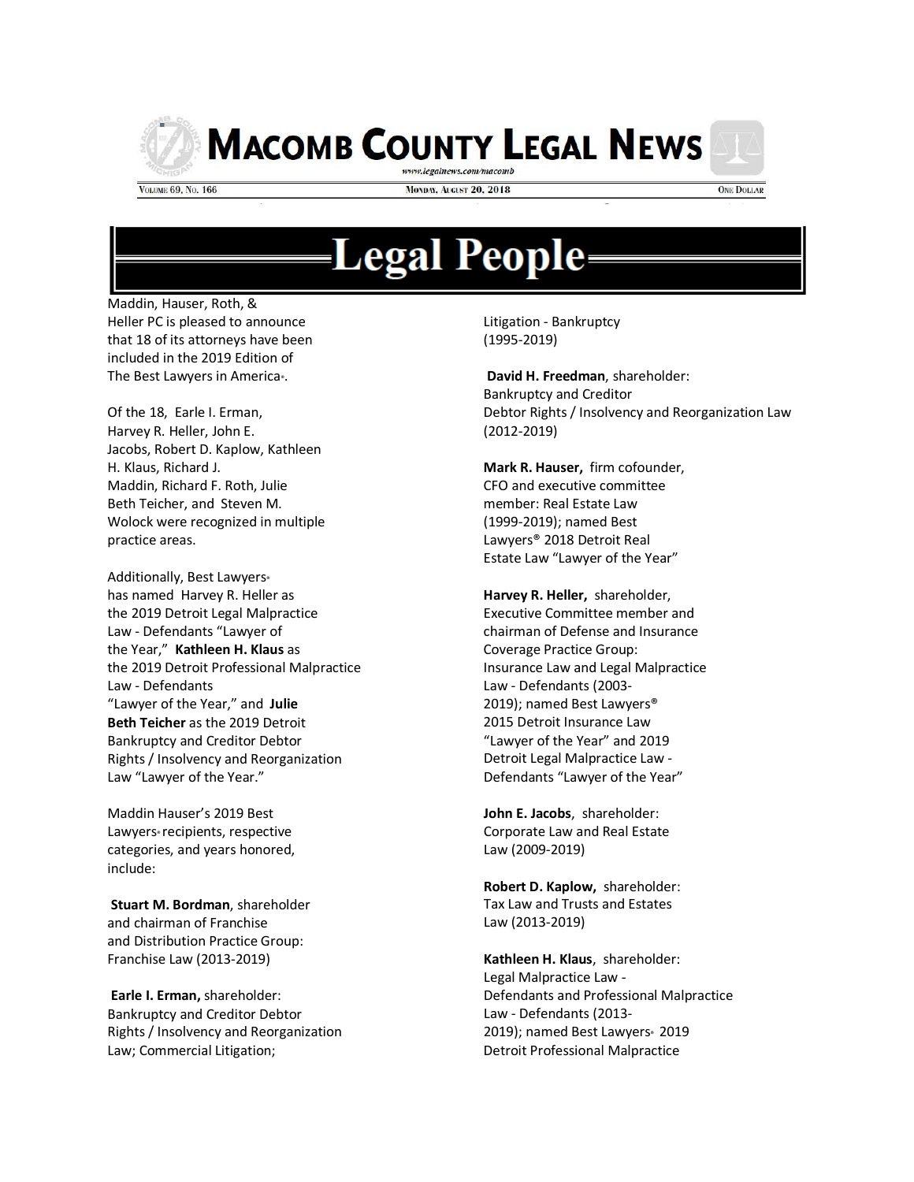# MACOMB COUNTY LEGAL NEWS

www.legalnews.com/macomb

VOLUME 69, NO. 166 — MONDAY, AUGUST 20, 2018 — ONE DOLLAR

## Legal People

Maddin, Hauser, Roth, & Heller PC is pleased to announce that 18 of its attorneys have been included in the 2019 Edition of The Best Lawyers in America®.

Of the 18, Earle I. Erman, Harvey R. Heller, John E. Jacobs, Robert D. Kaplow, Kathleen H. Klaus, Richard J. Maddin, Richard F. Roth, Julie Beth Teicher, and Steven M. Wolock were recognized in multiple practice areas.

Additionally, Best Lawyers® has named Harvey R. Heller as the 2019 Detroit Legal Malpractice Law - Defendants "Lawyer of the Year," **Kathleen H. Klaus** as the 2019 Detroit Professional Malpractice Law - Defendants "Lawyer of the Year," and **Julie Beth Teicher** as the 2019 Detroit Bankruptcy and Creditor Debtor Rights / Insolvency and Reorganization Law "Lawyer of the Year."

Maddin Hauser's 2019 Best Lawyers® recipients, respective categories, and years honored, include:

**Stuart M. Bordman**, shareholder and chairman of Franchise and Distribution Practice Group: Franchise Law (2013-2019)

**Earle I. Erman,** shareholder: Bankruptcy and Creditor Debtor Rights / Insolvency and Reorganization Law; Commercial Litigation; Litigation - Bankruptcy (1995-2019)

**David H. Freedman**, shareholder: Bankruptcy and Creditor Debtor Rights / Insolvency and Reorganization Law (2012-2019)

**Mark R. Hauser,** firm cofounder, CFO and executive committee member: Real Estate Law (1999-2019); named Best Lawyers® 2018 Detroit Real Estate Law "Lawyer of the Year"

**Harvey R. Heller,** shareholder, Executive Committee member and chairman of Defense and Insurance Coverage Practice Group: Insurance Law and Legal Malpractice Law - Defendants (2003-2019); named Best Lawyers® 2015 Detroit Insurance Law "Lawyer of the Year" and 2019 Detroit Legal Malpractice Law - Defendants "Lawyer of the Year"

**John E. Jacobs**, shareholder: Corporate Law and Real Estate Law (2009-2019)

**Robert D. Kaplow,** shareholder: Tax Law and Trusts and Estates Law (2013-2019)

**Kathleen H. Klaus**, shareholder: Legal Malpractice Law - Defendants and Professional Malpractice Law - Defendants (2013-2019); named Best Lawyers® 2019 Detroit Professional Malpractice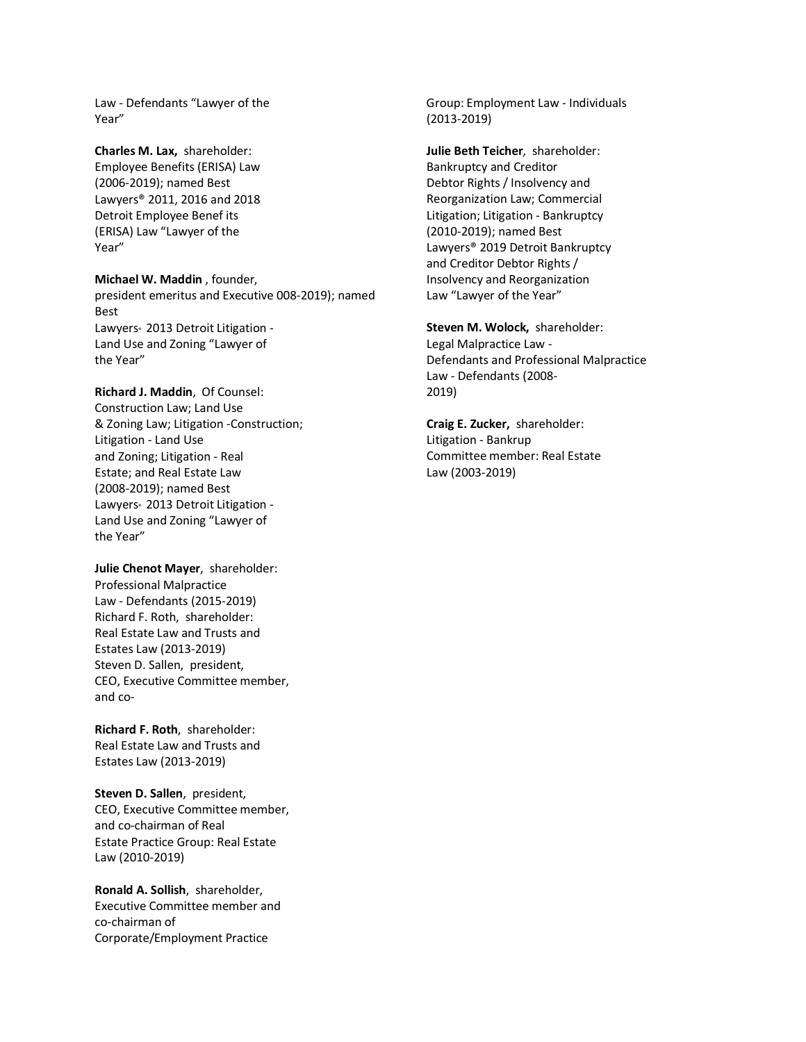Law - Defendants “Lawyer of the Year”

**Charles M. Lax,** shareholder: Employee Benefits (ERISA) Law (2006-2019); named Best Lawyers® 2011, 2016 and 2018 Detroit Employee Benef its (ERISA) Law “Lawyer of the Year”

**Michael W. Maddin** , founder, president emeritus and Executive 008-2019); named Best Lawyers® 2013 Detroit Litigation - Land Use and Zoning “Lawyer of the Year”

**Richard J. Maddin**, Of Counsel: Construction Law; Land Use & Zoning Law; Litigation -Construction; Litigation - Land Use and Zoning; Litigation - Real Estate; and Real Estate Law (2008-2019); named Best Lawyers® 2013 Detroit Litigation - Land Use and Zoning “Lawyer of the Year”

**Julie Chenot Mayer**, shareholder: Professional Malpractice Law - Defendants (2015-2019) Richard F. Roth, shareholder: Real Estate Law and Trusts and Estates Law (2013-2019) Steven D. Sallen, president, CEO, Executive Committee member, and co-

**Richard F. Roth**, shareholder: Real Estate Law and Trusts and Estates Law (2013-2019)

**Steven D. Sallen**, president, CEO, Executive Committee member, and co-chairman of Real Estate Practice Group: Real Estate Law (2010-2019)

**Ronald A. Sollish**, shareholder, Executive Committee member and co-chairman of Corporate/Employment Practice Group: Employment Law - Individuals (2013-2019)

**Julie Beth Teicher**, shareholder: Bankruptcy and Creditor Debtor Rights / Insolvency and Reorganization Law; Commercial Litigation; Litigation - Bankruptcy (2010-2019); named Best Lawyers® 2019 Detroit Bankruptcy and Creditor Debtor Rights / Insolvency and Reorganization Law “Lawyer of the Year”

**Steven M. Wolock,** shareholder: Legal Malpractice Law - Defendants and Professional Malpractice Law - Defendants (2008-2019)

**Craig E. Zucker,** shareholder: Litigation - Bankrup Committee member: Real Estate Law (2003-2019)